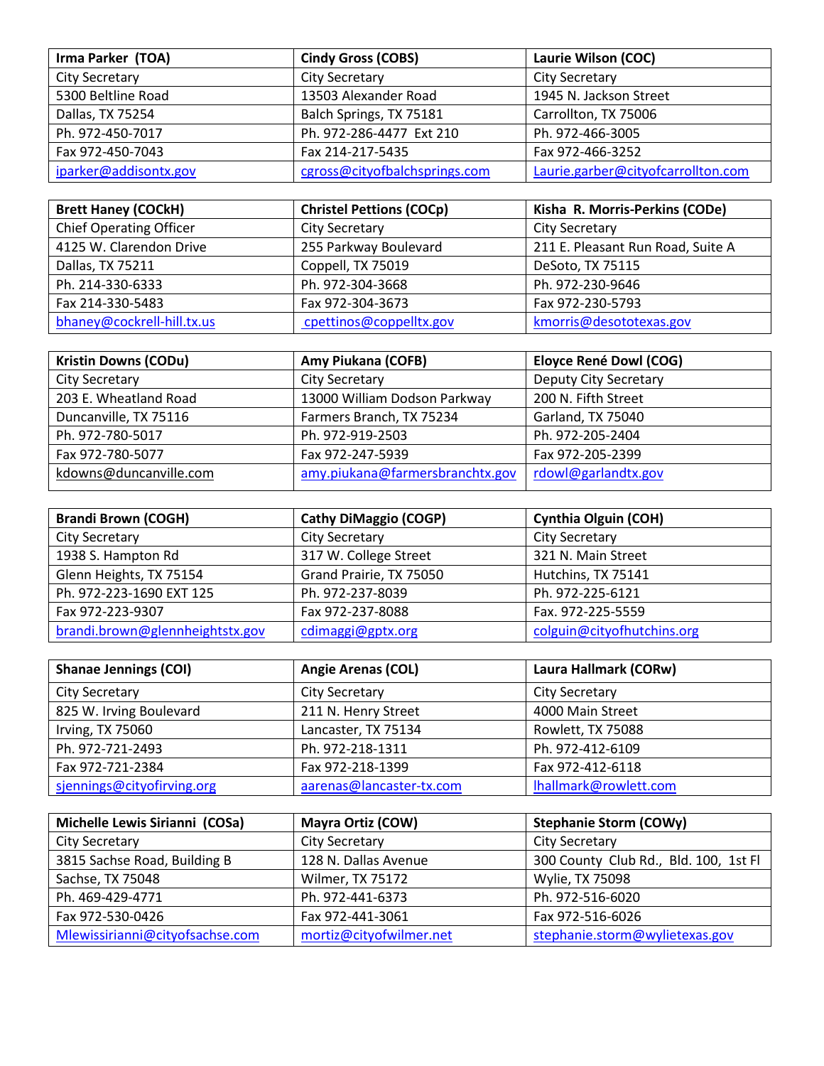| Irma Parker (TOA) | Cindy Gross (COBS) | Laurie Wilson (COC) |
|---|---|---|
| City Secretary | City Secretary | City Secretary |
| 5300 Beltline Road | 13503 Alexander Road | 1945 N. Jackson Street |
| Dallas, TX 75254 | Balch Springs, TX 75181 | Carrollton, TX 75006 |
| Ph. 972-450-7017 | Ph. 972-286-4477 Ext 210 | Ph. 972-466-3005 |
| Fax 972-450-7043 | Fax 214-217-5435 | Fax 972-466-3252 |
| iparker@addisontx.gov | cgross@cityofbalchsprings.com | Laurie.garber@cityofcarrollton.com |

| Brett Haney (COCkH) | Christel Pettinos (COCp) | Kisha R. Morris-Perkins (CODe) |
|---|---|---|
| Chief Operating Officer | City Secretary | City Secretary |
| 4125 W. Clarendon Drive | 255 Parkway Boulevard | 211 E. Pleasant Run Road, Suite A |
| Dallas, TX 75211 | Coppell, TX 75019 | DeSoto, TX 75115 |
| Ph. 214-330-6333 | Ph. 972-304-3668 | Ph. 972-230-9646 |
| Fax 214-330-5483 | Fax 972-304-3673 | Fax 972-230-5793 |
| bhaney@cockrell-hill.tx.us | cpettinos@coppelltx.gov | kmorris@desototexas.gov |

| Kristin Downs (CODu) | Amy Piukana (COFB) | Eloyce René Dowl (COG) |
|---|---|---|
| City Secretary | City Secretary | Deputy City Secretary |
| 203 E. Wheatland Road | 13000 William Dodson Parkway | 200 N. Fifth Street |
| Duncanville, TX 75116 | Farmers Branch, TX 75234 | Garland, TX 75040 |
| Ph. 972-780-5017 | Ph. 972-919-2503 | Ph. 972-205-2404 |
| Fax 972-780-5077 | Fax 972-247-5939 | Fax 972-205-2399 |
| kdowns@duncanville.com | amy.piukana@farmersbranchtx.gov | rdowl@garlandtx.gov |

| Brandi Brown (COGH) | Cathy DiMaggio (COGP) | Cynthia Olguin (COH) |
|---|---|---|
| City Secretary | City Secretary | City Secretary |
| 1938 S. Hampton Rd | 317 W. College Street | 321 N. Main Street |
| Glenn Heights, TX 75154 | Grand Prairie, TX 75050 | Hutchins, TX 75141 |
| Ph. 972-223-1690 EXT 125 | Ph. 972-237-8039 | Ph. 972-225-6121 |
| Fax 972-223-9307 | Fax 972-237-8088 | Fax. 972-225-5559 |
| brandi.brown@glennheightstx.gov | cdimaggi@gptx.org | colguin@cityofhutchins.org |

| Shanae Jennings (COI) | Angie Arenas (COL) | Laura Hallmark (CORw) |
|---|---|---|
| City Secretary | City Secretary | City Secretary |
| 825 W. Irving Boulevard | 211 N. Henry Street | 4000 Main Street |
| Irving, TX 75060 | Lancaster, TX 75134 | Rowlett, TX 75088 |
| Ph. 972-721-2493 | Ph. 972-218-1311 | Ph. 972-412-6109 |
| Fax 972-721-2384 | Fax 972-218-1399 | Fax 972-412-6118 |
| sjennings@cityofirving.org | aarenas@lancaster-tx.com | lhallmark@rowlett.com |

| Michelle Lewis Sirianni (COSa) | Mayra Ortiz (COW) | Stephanie Storm (COWy) |
|---|---|---|
| City Secretary | City Secretary | City Secretary |
| 3815 Sachse Road, Building B | 128 N. Dallas Avenue | 300 County Club Rd., Bld. 100, 1st Fl |
| Sachse, TX 75048 | Wilmer, TX 75172 | Wylie, TX 75098 |
| Ph. 469-429-4771 | Ph. 972-441-6373 | Ph. 972-516-6020 |
| Fax 972-530-0426 | Fax 972-441-3061 | Fax 972-516-6026 |
| Mlewissirianni@cityofsachse.com | mortiz@cityofwilmer.net | stephanie.storm@wylietexas.gov |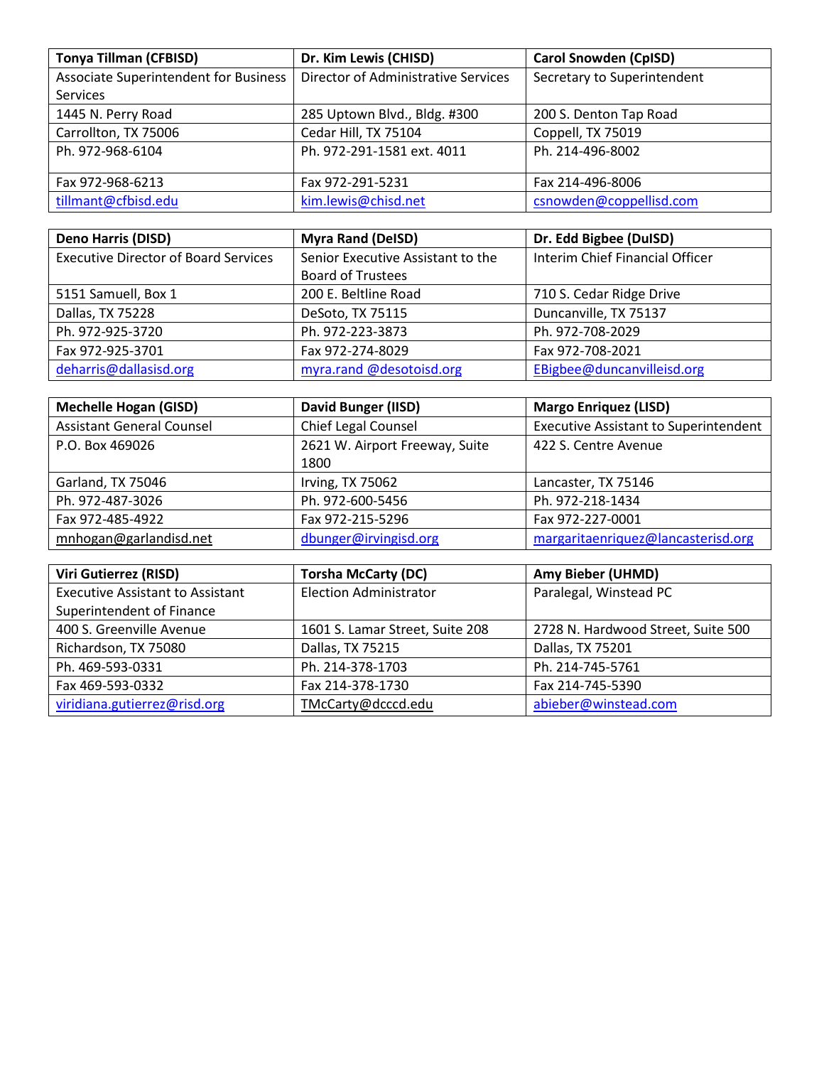| Tonya Tillman (CFBISD) | Dr. Kim Lewis (CHISD) | Carol Snowden (CpISD) |
|---|---|---|
| Associate Superintendent for Business Services | Director of Administrative Services | Secretary to Superintendent |
| 1445 N. Perry Road | 285 Uptown Blvd., Bldg. #300 | 200 S. Denton Tap Road |
| Carrollton, TX 75006 | Cedar Hill, TX 75104 | Coppell, TX 75019 |
| Ph. 972-968-6104 | Ph. 972-291-1581 ext. 4011 | Ph. 214-496-8002 |
| Fax 972-968-6213 | Fax 972-291-5231 | Fax 214-496-8006 |
| tillmant@cfbisd.edu | kim.lewis@chisd.net | csnowden@coppellisd.com |

| Deno Harris (DISD) | Myra Rand (DeISD) | Dr. Edd Bigbee (DuISD) |
|---|---|---|
| Executive Director of Board Services | Senior Executive Assistant to the Board of Trustees | Interim Chief Financial Officer |
| 5151 Samuell, Box 1 | 200 E. Beltline Road | 710 S. Cedar Ridge Drive |
| Dallas, TX 75228 | DeSoto, TX 75115 | Duncanville, TX 75137 |
| Ph. 972-925-3720 | Ph. 972-223-3873 | Ph. 972-708-2029 |
| Fax 972-925-3701 | Fax 972-274-8029 | Fax 972-708-2021 |
| deharris@dallasisd.org | myra.rand @desotoisd.org | EBigbee@duncanvilleisd.org |

| Mechelle Hogan (GISD) | David Bunger (IISD) | Margo Enriquez (LISD) |
|---|---|---|
| Assistant General Counsel | Chief Legal Counsel | Executive Assistant to Superintendent |
| P.O. Box 469026 | 2621 W. Airport Freeway, Suite 1800 | 422 S. Centre Avenue |
| Garland, TX 75046 | Irving, TX 75062 | Lancaster, TX 75146 |
| Ph. 972-487-3026 | Ph. 972-600-5456 | Ph. 972-218-1434 |
| Fax 972-485-4922 | Fax 972-215-5296 | Fax 972-227-0001 |
| mnhogan@garlandisd.net | dbunger@irvingisd.org | margaritaenriquez@lancasterisd.org |

| Viri Gutierrez (RISD) | Torsha McCarty (DC) | Amy Bieber (UHMD) |
|---|---|---|
| Executive Assistant to Assistant Superintendent of Finance | Election Administrator | Paralegal, Winstead PC |
| 400 S. Greenville Avenue | 1601 S. Lamar Street, Suite 208 | 2728 N. Hardwood Street, Suite 500 |
| Richardson, TX 75080 | Dallas, TX 75215 | Dallas, TX 75201 |
| Ph. 469-593-0331 | Ph. 214-378-1703 | Ph. 214-745-5761 |
| Fax 469-593-0332 | Fax 214-378-1730 | Fax 214-745-5390 |
| viridiana.gutierrez@risd.org | TMcCarty@dcccd.edu | abieber@winstead.com |